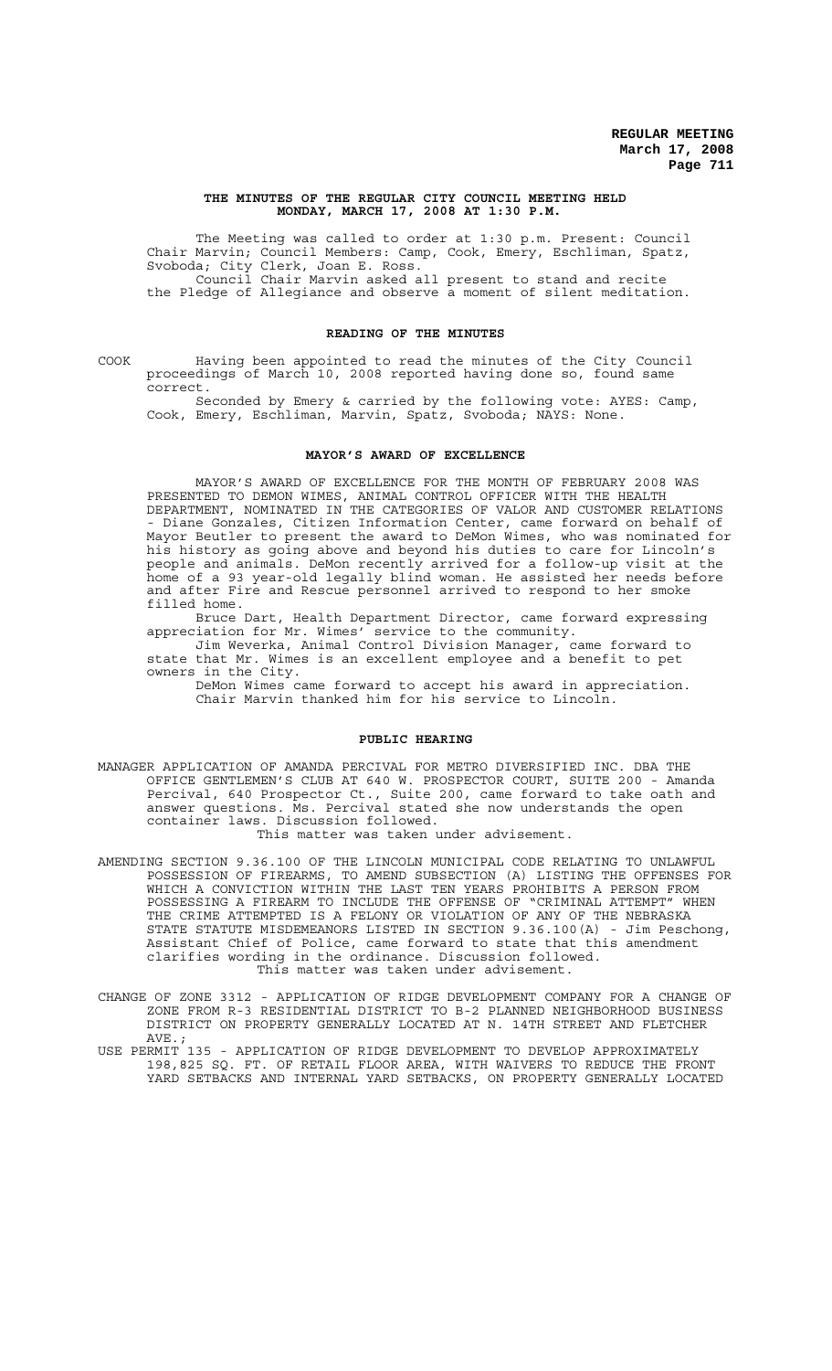# THE MINUTES OF THE REGULAR CITY COUNCIL MEETING HELD MONDAY, MARCH 17, 2008 AT 1:30 P.M.

The Meeting was called to order at 1:30 p.m. Present: Council Chair Marvin; Council Members: Camp, Cook, Emery, Eschliman, Spatz, Svoboda; City Clerk, Joan E. Ross.

Council Chair Marvin asked all present to stand and recite the Pledge of Allegiance and observe a moment of silent meditation.

## READING OF THE MINUTES

COOK Having been appointed to read the minutes of the City Council proceedings of March 10, 2008 reported having done so, found same correct.

Seconded by Emery & carried by the following vote: AYES: Camp, Cook, Emery, Eschliman, Marvin, Spatz, Svoboda; NAYS: None.

## MAYOR'S AWARD OF EXCELLENCE

MAYOR'S AWARD OF EXCELLENCE FOR THE MONTH OF FEBRUARY 2008 WAS PRESENTED TO DEMON WIMES, ANIMAL CONTROL OFFICER WITH THE HEALTH DEPARTMENT, NOMINATED IN THE CATEGORIES OF VALOR AND CUSTOMER RELATIONS - Diane Gonzales, Citizen Information Center, came forward on behalf of Mayor Beutler to present the award to DeMon Wimes, who was nominated for his history as going above and beyond his duties to care for Lincoln's people and animals. DeMon recently arrived for a follow-up visit at the home of a 93 year-old legally blind woman. He assisted her needs before and after Fire and Rescue personnel arrived to respond to her smoke filled home.

Bruce Dart, Health Department Director, came forward expressing appreciation for Mr. Wimes' service to the community.

Jim Weverka, Animal Control Division Manager, came forward to state that Mr. Wimes is an excellent employee and a benefit to pet owners in the City.

DeMon Wimes came forward to accept his award in appreciation. Chair Marvin thanked him for his service to Lincoln.

## PUBLIC HEARING

MANAGER APPLICATION OF AMANDA PERCIVAL FOR METRO DIVERSIFIED INC. DBA THE OFFICE GENTLEMEN'S CLUB AT 640 W. PROSPECTOR COURT, SUITE 200 - Amanda Percival, 640 Prospector Ct., Suite 200, came forward to take oath and answer questions. Ms. Percival stated she now understands the open container laws. Discussion followed.

This matter was taken under advisement.

AMENDING SECTION 9.36.100 OF THE LINCOLN MUNICIPAL CODE RELATING TO UNLAWFUL POSSESSION OF FIREARMS, TO AMEND SUBSECTION (A) LISTING THE OFFENSES FOR WHICH A CONVICTION WITHIN THE LAST TEN YEARS PROHIBITS A PERSON FROM POSSESSING A FIREARM TO INCLUDE THE OFFENSE OF "CRIMINAL ATTEMPT" WHEN THE CRIME ATTEMPTED IS A FELONY OR VIOLATION OF ANY OF THE NEBRASKA STATE STATUTE MISDEMEANORS LISTED IN SECTION 9.36.100(A) - Jim Peschong, Assistant Chief of Police, came forward to state that this amendment clarifies wording in the ordinance. Discussion followed.

This matter was taken under advisement.

CHANGE OF ZONE 3312 - APPLICATION OF RIDGE DEVELOPMENT COMPANY FOR A CHANGE OF ZONE FROM R-3 RESIDENTIAL DISTRICT TO B-2 PLANNED NEIGHBORHOOD BUSINESS DISTRICT ON PROPERTY GENERALLY LOCATED AT N. 14TH STREET AND FLETCHER AVE.;

USE PERMIT 135 - APPLICATION OF RIDGE DEVELOPMENT TO DEVELOP APPROXIMATELY 198,825 SQ. FT. OF RETAIL FLOOR AREA, WITH WAIVERS TO REDUCE THE FRONT YARD SETBACKS AND INTERNAL YARD SETBACKS, ON PROPERTY GENERALLY LOCATED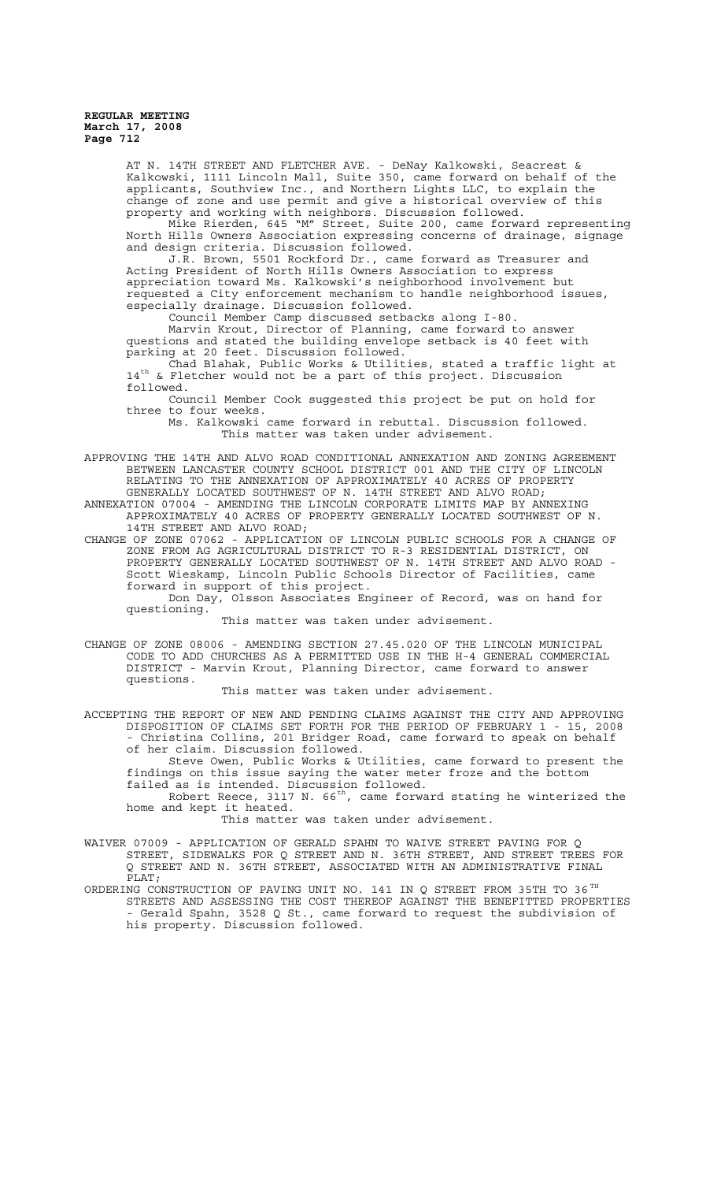AT N. 14TH STREET AND FLETCHER AVE. - DeNay Kalkowski, Seacrest & Kalkowski, 1111 Lincoln Mall, Suite 350, came forward on behalf of the applicants, Southview Inc., and Northern Lights LLC, to explain the change of zone and use permit and give a historical overview of this property and working with neighbors. Discussion followed.

Mike Rierden, 645 "M" Street, Suite 200, came forward representing North Hills Owners Association expressing concerns of drainage, signage and design criteria. Discussion followed.

J.R. Brown, 5501 Rockford Dr., came forward as Treasurer and Acting President of North Hills Owners Association to express appreciation toward Ms. Kalkowski's neighborhood involvement but requested a City enforcement mechanism to handle neighborhood issues, especially drainage. Discussion followed.

Council Member Camp discussed setbacks along I-80.

Marvin Krout, Director of Planning, came forward to answer questions and stated the building envelope setback is 40 feet with parking at 20 feet. Discussion followed.

Chad Blahak, Public Works & Utilities, stated a traffic light at 14th & Fletcher would not be a part of this project. Discussion followed.

Council Member Cook suggested this project be put on hold for three to four weeks.

Ms. Kalkowski came forward in rebuttal. Discussion followed.

This matter was taken under advisement.

APPROVING THE 14TH AND ALVO ROAD CONDITIONAL ANNEXATION AND ZONING AGREEMENT BETWEEN LANCASTER COUNTY SCHOOL DISTRICT 001 AND THE CITY OF LINCOLN RELATING TO THE ANNEXATION OF APPROXIMATELY 40 ACRES OF PROPERTY GENERALLY LOCATED SOUTHWEST OF N. 14TH STREET AND ALVO ROAD;

ANNEXATION 07004 - AMENDING THE LINCOLN CORPORATE LIMITS MAP BY ANNEXING APPROXIMATELY 40 ACRES OF PROPERTY GENERALLY LOCATED SOUTHWEST OF N. 14TH STREET AND ALVO ROAD;

CHANGE OF ZONE 07062 - APPLICATION OF LINCOLN PUBLIC SCHOOLS FOR A CHANGE OF ZONE FROM AG AGRICULTURAL DISTRICT TO R-3 RESIDENTIAL DISTRICT, ON PROPERTY GENERALLY LOCATED SOUTHWEST OF N. 14TH STREET AND ALVO ROAD - Scott Wieskamp, Lincoln Public Schools Director of Facilities, came forward in support of this project.

Don Day, Olsson Associates Engineer of Record, was on hand for questioning.

This matter was taken under advisement.

CHANGE OF ZONE 08006 - AMENDING SECTION 27.45.020 OF THE LINCOLN MUNICIPAL CODE TO ADD CHURCHES AS A PERMITTED USE IN THE H-4 GENERAL COMMERCIAL DISTRICT - Marvin Krout, Planning Director, came forward to answer questions.

This matter was taken under advisement.

ACCEPTING THE REPORT OF NEW AND PENDING CLAIMS AGAINST THE CITY AND APPROVING DISPOSITION OF CLAIMS SET FORTH FOR THE PERIOD OF FEBRUARY 1 - 15, 2008 - Christina Collins, 201 Bridger Road, came forward to speak on behalf of her claim. Discussion followed.

Steve Owen, Public Works & Utilities, came forward to present the findings on this issue saying the water meter froze and the bottom failed as is intended. Discussion followed.

Robert Reece, 3117 N. 66th, came forward stating he winterized the home and kept it heated.

This matter was taken under advisement.

WAIVER 07009 - APPLICATION OF GERALD SPAHN TO WAIVE STREET PAVING FOR Q STREET, SIDEWALKS FOR Q STREET AND N. 36TH STREET, AND STREET TREES FOR Q STREET AND N. 36TH STREET, ASSOCIATED WITH AN ADMINISTRATIVE FINAL PLAT;

ORDERING CONSTRUCTION OF PAVING UNIT NO. 141 IN Q STREET FROM 35TH TO 36TH STREETS AND ASSESSING THE COST THEREOF AGAINST THE BENEFITTED PROPERTIES - Gerald Spahn, 3528 Q St., came forward to request the subdivision of his property. Discussion followed.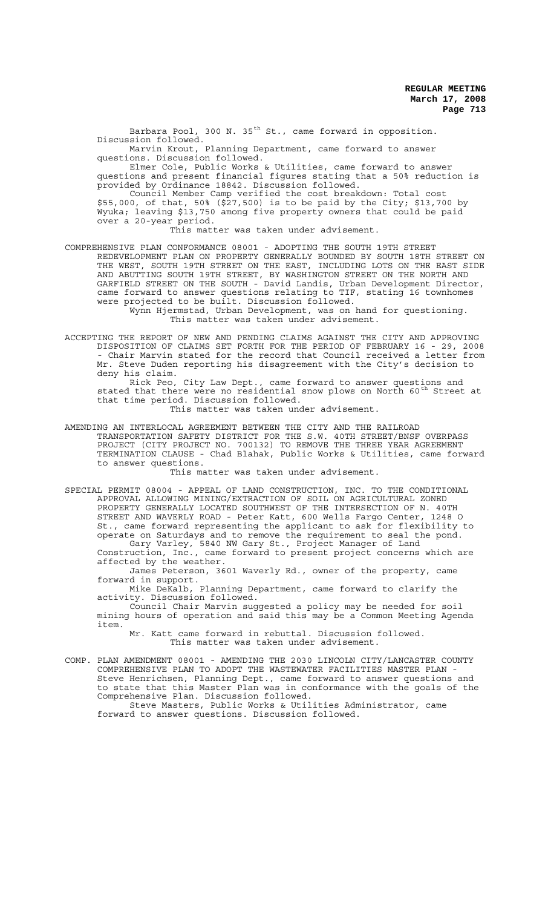Barbara Pool, 300 N. 35th St., came forward in opposition. Discussion followed.

Marvin Krout, Planning Department, came forward to answer questions. Discussion followed.

Elmer Cole, Public Works & Utilities, came forward to answer questions and present financial figures stating that a 50% reduction is provided by Ordinance 18842. Discussion followed.

Council Member Camp verified the cost breakdown: Total cost $55,000, of that, 50% ($27,500) is to be paid by the City; $13,700 by Wyuka; leaving $13,750 among five property owners that could be paid over a 20-year period.

This matter was taken under advisement.

COMPREHENSIVE PLAN CONFORMANCE 08001 - ADOPTING THE SOUTH 19TH STREET REDEVELOPMENT PLAN ON PROPERTY GENERALLY BOUNDED BY SOUTH 18TH STREET ON THE WEST, SOUTH 19TH STREET ON THE EAST, INCLUDING LOTS ON THE EAST SIDE AND ABUTTING SOUTH 19TH STREET, BY WASHINGTON STREET ON THE NORTH AND GARFIELD STREET ON THE SOUTH - David Landis, Urban Development Director, came forward to answer questions relating to TIF, stating 16 townhomes were projected to be built. Discussion followed.

Wynn Hjermstad, Urban Development, was on hand for questioning.

This matter was taken under advisement.

ACCEPTING THE REPORT OF NEW AND PENDING CLAIMS AGAINST THE CITY AND APPROVING DISPOSITION OF CLAIMS SET FORTH FOR THE PERIOD OF FEBRUARY 16 - 29, 2008 - Chair Marvin stated for the record that Council received a letter from Mr. Steve Duden reporting his disagreement with the City's decision to deny his claim.

Rick Peo, City Law Dept., came forward to answer questions and stated that there were no residential snow plows on North 60th Street at that time period. Discussion followed.

This matter was taken under advisement.

AMENDING AN INTERLOCAL AGREEMENT BETWEEN THE CITY AND THE RAILROAD TRANSPORTATION SAFETY DISTRICT FOR THE S.W. 40TH STREET/BNSF OVERPASS PROJECT (CITY PROJECT NO. 700132) TO REMOVE THE THREE YEAR AGREEMENT TERMINATION CLAUSE - Chad Blahak, Public Works & Utilities, came forward to answer questions.

This matter was taken under advisement.

SPECIAL PERMIT 08004 - APPEAL OF LAND CONSTRUCTION, INC. TO THE CONDITIONAL APPROVAL ALLOWING MINING/EXTRACTION OF SOIL ON AGRICULTURAL ZONED PROPERTY GENERALLY LOCATED SOUTHWEST OF THE INTERSECTION OF N. 40TH STREET AND WAVERLY ROAD - Peter Katt, 600 Wells Fargo Center, 1248 O St., came forward representing the applicant to ask for flexibility to operate on Saturdays and to remove the requirement to seal the pond.

Gary Varley, 5840 NW Gary St., Project Manager of Land Construction, Inc., came forward to present project concerns which are affected by the weather.

James Peterson, 3601 Waverly Rd., owner of the property, came forward in support.

Mike DeKalb, Planning Department, came forward to clarify the activity. Discussion followed.

Council Chair Marvin suggested a policy may be needed for soil mining hours of operation and said this may be a Common Meeting Agenda item.

Mr. Katt came forward in rebuttal. Discussion followed.

This matter was taken under advisement.

COMP. PLAN AMENDMENT 08001 - AMENDING THE 2030 LINCOLN CITY/LANCASTER COUNTY COMPREHENSIVE PLAN TO ADOPT THE WASTEWATER FACILITIES MASTER PLAN - Steve Henrichsen, Planning Dept., came forward to answer questions and to state that this Master Plan was in conformance with the goals of the Comprehensive Plan. Discussion followed.

Steve Masters, Public Works & Utilities Administrator, came forward to answer questions. Discussion followed.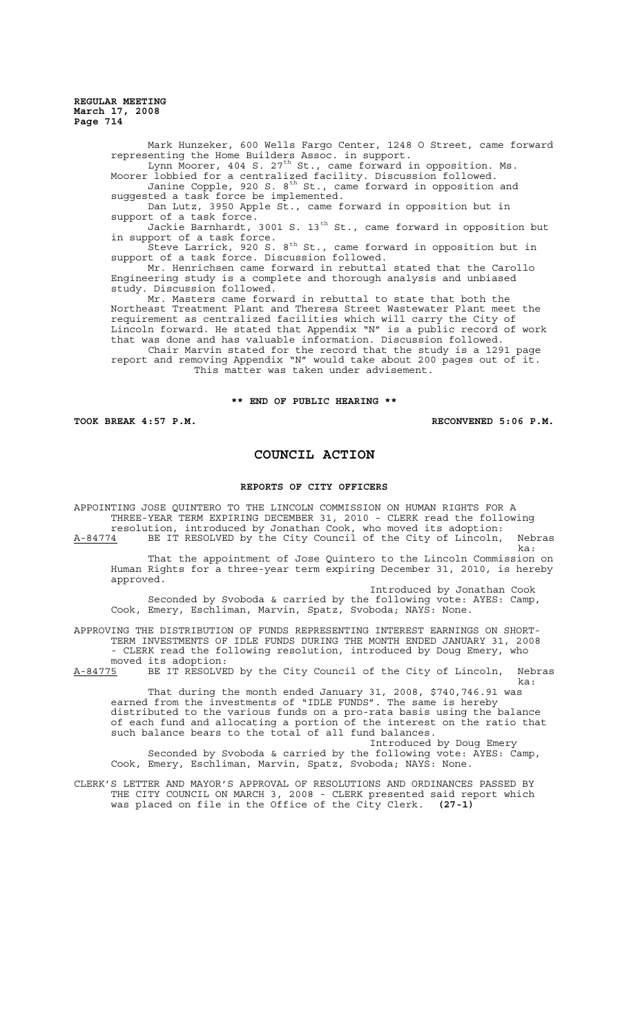Mark Hunzeker, 600 Wells Fargo Center, 1248 O Street, came forward representing the Home Builders Assoc. in support.

Lynn Moorer, 404 S. 27th St., came forward in opposition. Ms. Moorer lobbied for a centralized facility. Discussion followed.

Janine Copple, 920 S. 8th St., came forward in opposition and suggested a task force be implemented.

Dan Lutz, 3950 Apple St., came forward in opposition but in support of a task force.

Jackie Barnhardt, 3001 S. 13th St., came forward in opposition but in support of a task force.

Steve Larrick, 920 S. 8th St., came forward in opposition but in support of a task force. Discussion followed.

Mr. Henrichsen came forward in rebuttal stated that the Carollo Engineering study is a complete and thorough analysis and unbiased study. Discussion followed.

Mr. Masters came forward in rebuttal to state that both the Northeast Treatment Plant and Theresa Street Wastewater Plant meet the requirement as centralized facilities which will carry the City of Lincoln forward. He stated that Appendix "N" is a public record of work that was done and has valuable information. Discussion followed.

Chair Marvin stated for the record that the study is a 1291 page report and removing Appendix "N" would take about 200 pages out of it.

This matter was taken under advisement.

**\*\* END OF PUBLIC HEARING \*\***

**TOOK BREAK 4:57 P.M.** **RECONVENED 5:06 P.M.**

# COUNCIL ACTION

## REPORTS OF CITY OFFICERS

APPOINTING JOSE QUINTERO TO THE LINCOLN COMMISSION ON HUMAN RIGHTS FOR A THREE-YEAR TERM EXPIRING DECEMBER 31, 2010 - CLERK read the following resolution, introduced by Jonathan Cook, who moved its adoption:

A-84774 BE IT RESOLVED by the City Council of the City of Lincoln, Nebraska:

That the appointment of Jose Quintero to the Lincoln Commission on Human Rights for a three-year term expiring December 31, 2010, is hereby approved.

Introduced by Jonathan Cook

Seconded by Svoboda & carried by the following vote: AYES: Camp, Cook, Emery, Eschliman, Marvin, Spatz, Svoboda; NAYS: None.

APPROVING THE DISTRIBUTION OF FUNDS REPRESENTING INTEREST EARNINGS ON SHORT-TERM INVESTMENTS OF IDLE FUNDS DURING THE MONTH ENDED JANUARY 31, 2008 - CLERK read the following resolution, introduced by Doug Emery, who moved its adoption:

A-84775 BE IT RESOLVED by the City Council of the City of Lincoln, Nebraska:

That during the month ended January 31, 2008, $740,746.91 was earned from the investments of "IDLE FUNDS". The same is hereby distributed to the various funds on a pro-rata basis using the balance of each fund and allocating a portion of the interest on the ratio that such balance bears to the total of all fund balances.

Introduced by Doug Emery

Seconded by Svoboda & carried by the following vote: AYES: Camp, Cook, Emery, Eschliman, Marvin, Spatz, Svoboda; NAYS: None.

CLERK'S LETTER AND MAYOR'S APPROVAL OF RESOLUTIONS AND ORDINANCES PASSED BY THE CITY COUNCIL ON MARCH 3, 2008 - CLERK presented said report which was placed on file in the Office of the City Clerk. **(27-1)**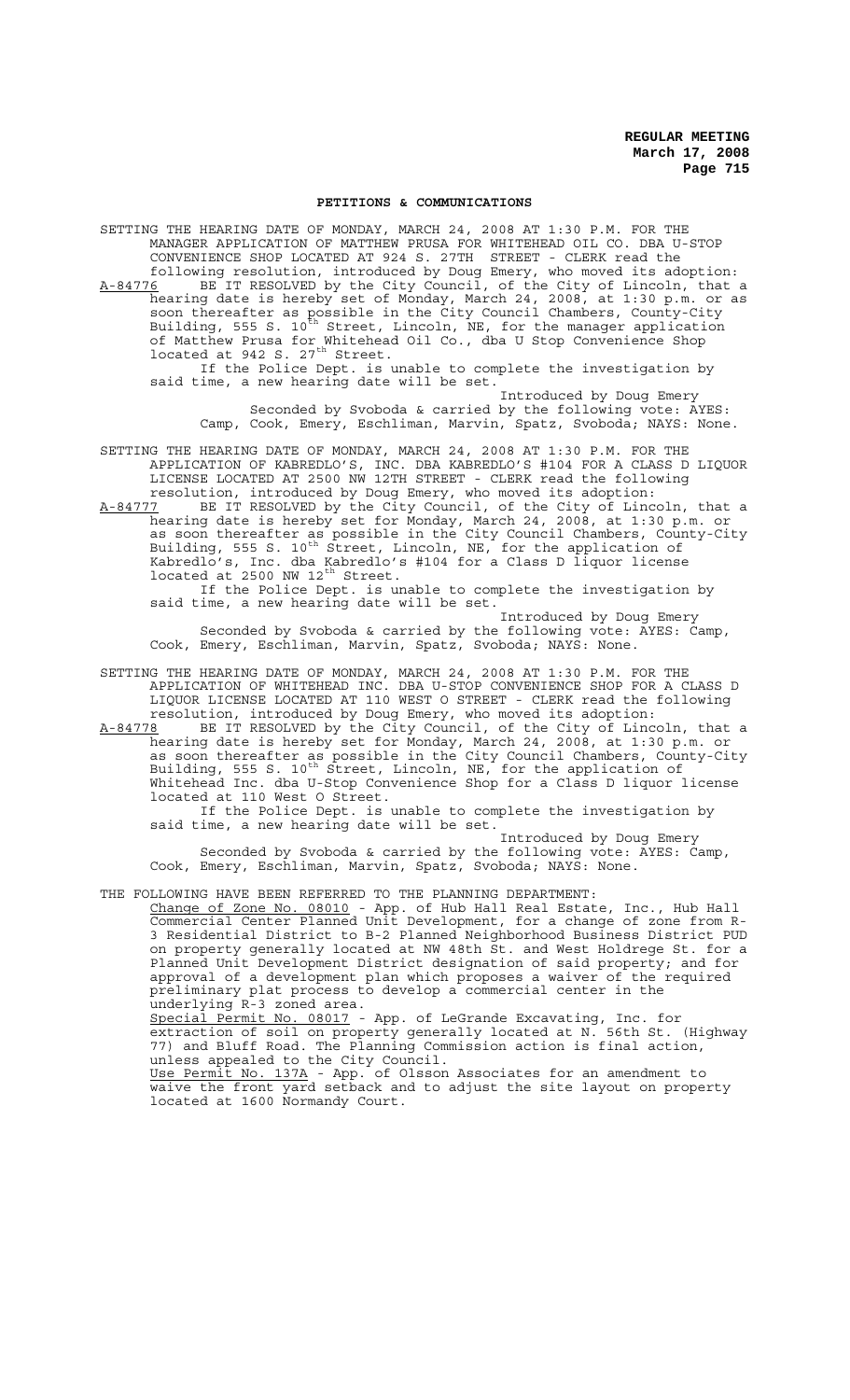## PETITIONS & COMMUNICATIONS

SETTING THE HEARING DATE OF MONDAY, MARCH 24, 2008 AT 1:30 P.M. FOR THE MANAGER APPLICATION OF MATTHEW PRUSA FOR WHITEHEAD OIL CO. DBA U-STOP CONVENIENCE SHOP LOCATED AT 924 S. 27TH STREET - CLERK read the following resolution, introduced by Doug Emery, who moved its adoption:

A-84776 BE IT RESOLVED by the City Council, of the City of Lincoln, that a hearing date is hereby set of Monday, March 24, 2008, at 1:30 p.m. or as soon thereafter as possible in the City Council Chambers, County-City Building, 555 S. 10th Street, Lincoln, NE, for the manager application of Matthew Prusa for Whitehead Oil Co., dba U Stop Convenience Shop located at 942 S. 27th Street.

If the Police Dept. is unable to complete the investigation by said time, a new hearing date will be set.

Introduced by Doug Emery

Seconded by Svoboda & carried by the following vote: AYES: Camp, Cook, Emery, Eschliman, Marvin, Spatz, Svoboda; NAYS: None.

SETTING THE HEARING DATE OF MONDAY, MARCH 24, 2008 AT 1:30 P.M. FOR THE APPLICATION OF KABREDLO'S, INC. DBA KABREDLO'S #104 FOR A CLASS D LIQUOR LICENSE LOCATED AT 2500 NW 12TH STREET - CLERK read the following resolution, introduced by Doug Emery, who moved its adoption:

A-84777 BE IT RESOLVED by the City Council, of the City of Lincoln, that a hearing date is hereby set for Monday, March 24, 2008, at 1:30 p.m. or as soon thereafter as possible in the City Council Chambers, County-City Building, 555 S. 10th Street, Lincoln, NE, for the application of Kabredlo's, Inc. dba Kabredlo's #104 for a Class D liquor license located at 2500 NW 12th Street.

If the Police Dept. is unable to complete the investigation by said time, a new hearing date will be set.

Introduced by Doug Emery

Seconded by Svoboda & carried by the following vote: AYES: Camp, Cook, Emery, Eschliman, Marvin, Spatz, Svoboda; NAYS: None.

SETTING THE HEARING DATE OF MONDAY, MARCH 24, 2008 AT 1:30 P.M. FOR THE APPLICATION OF WHITEHEAD INC. DBA U-STOP CONVENIENCE SHOP FOR A CLASS D LIQUOR LICENSE LOCATED AT 110 WEST O STREET - CLERK read the following resolution, introduced by Doug Emery, who moved its adoption:

A-84778 BE IT RESOLVED by the City Council, of the City of Lincoln, that a hearing date is hereby set for Monday, March 24, 2008, at 1:30 p.m. or as soon thereafter as possible in the City Council Chambers, County-City Building, 555 S. 10th Street, Lincoln, NE, for the application of Whitehead Inc. dba U-Stop Convenience Shop for a Class D liquor license located at 110 West O Street.

If the Police Dept. is unable to complete the investigation by said time, a new hearing date will be set.

Introduced by Doug Emery

Seconded by Svoboda & carried by the following vote: AYES: Camp, Cook, Emery, Eschliman, Marvin, Spatz, Svoboda; NAYS: None.

THE FOLLOWING HAVE BEEN REFERRED TO THE PLANNING DEPARTMENT:

Change of Zone No. 08010 - App. of Hub Hall Real Estate, Inc., Hub Hall Commercial Center Planned Unit Development, for a change of zone from R-3 Residential District to B-2 Planned Neighborhood Business District PUD on property generally located at NW 48th St. and West Holdrege St. for a Planned Unit Development District designation of said property; and for approval of a development plan which proposes a waiver of the required preliminary plat process to develop a commercial center in the underlying R-3 zoned area.

Special Permit No. 08017 - App. of LeGrande Excavating, Inc. for extraction of soil on property generally located at N. 56th St. (Highway 77) and Bluff Road. The Planning Commission action is final action, unless appealed to the City Council.

Use Permit No. 137A - App. of Olsson Associates for an amendment to waive the front yard setback and to adjust the site layout on property located at 1600 Normandy Court.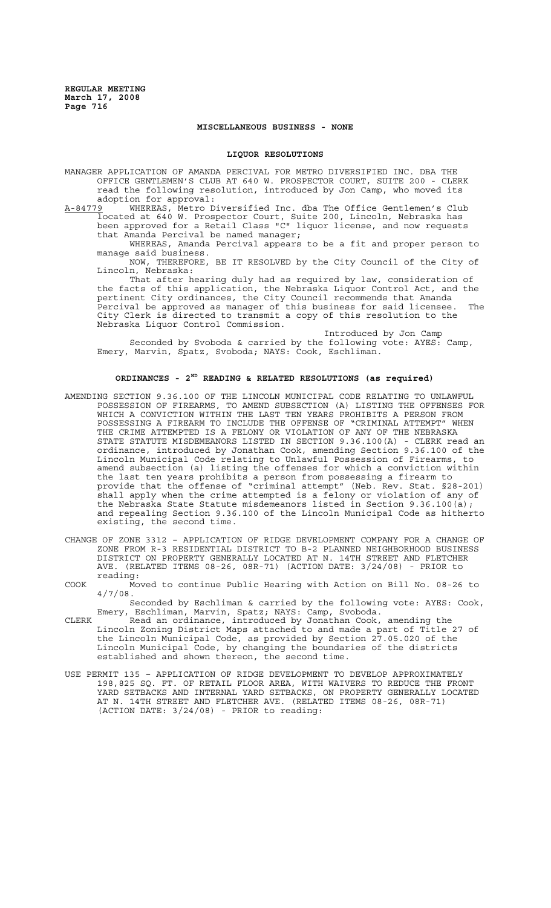## MISCELLANEOUS BUSINESS - NONE

## LIQUOR RESOLUTIONS

MANAGER APPLICATION OF AMANDA PERCIVAL FOR METRO DIVERSIFIED INC. DBA THE OFFICE GENTLEMEN'S CLUB AT 640 W. PROSPECTOR COURT, SUITE 200 - CLERK read the following resolution, introduced by Jon Camp, who moved its adoption for approval:

A-84779 WHEREAS, Metro Diversified Inc. dba The Office Gentlemen's Club located at 640 W. Prospector Court, Suite 200, Lincoln, Nebraska has been approved for a Retail Class "C" liquor license, and now requests that Amanda Percival be named manager;

WHEREAS, Amanda Percival appears to be a fit and proper person to manage said business.

NOW, THEREFORE, BE IT RESOLVED by the City Council of the City of Lincoln, Nebraska:

That after hearing duly had as required by law, consideration of the facts of this application, the Nebraska Liquor Control Act, and the pertinent City ordinances, the City Council recommends that Amanda Percival be approved as manager of this business for said licensee. The City Clerk is directed to transmit a copy of this resolution to the Nebraska Liquor Control Commission.

Introduced by Jon Camp

Seconded by Svoboda & carried by the following vote: AYES: Camp, Emery, Marvin, Spatz, Svoboda; NAYS: Cook, Eschliman.

## ORDINANCES - 2ND READING & RELATED RESOLUTIONS (as required)

AMENDING SECTION 9.36.100 OF THE LINCOLN MUNICIPAL CODE RELATING TO UNLAWFUL POSSESSION OF FIREARMS, TO AMEND SUBSECTION (A) LISTING THE OFFENSES FOR WHICH A CONVICTION WITHIN THE LAST TEN YEARS PROHIBITS A PERSON FROM POSSESSING A FIREARM TO INCLUDE THE OFFENSE OF "CRIMINAL ATTEMPT" WHEN THE CRIME ATTEMPTED IS A FELONY OR VIOLATION OF ANY OF THE NEBRASKA STATE STATUTE MISDEMEANORS LISTED IN SECTION 9.36.100(A) - CLERK read an ordinance, introduced by Jonathan Cook, amending Section 9.36.100 of the Lincoln Municipal Code relating to Unlawful Possession of Firearms, to amend subsection (a) listing the offenses for which a conviction within the last ten years prohibits a person from possessing a firearm to provide that the offense of "criminal attempt" (Neb. Rev. Stat. §28-201) shall apply when the crime attempted is a felony or violation of any of the Nebraska State Statute misdemeanors listed in Section 9.36.100(a); and repealing Section 9.36.100 of the Lincoln Municipal Code as hitherto existing, the second time.

CHANGE OF ZONE 3312 – APPLICATION OF RIDGE DEVELOPMENT COMPANY FOR A CHANGE OF ZONE FROM R-3 RESIDENTIAL DISTRICT TO B-2 PLANNED NEIGHBORHOOD BUSINESS DISTRICT ON PROPERTY GENERALLY LOCATED AT N. 14TH STREET AND FLETCHER AVE. (RELATED ITEMS 08-26, 08R-71) (ACTION DATE: 3/24/08) - PRIOR to reading:

COOK Moved to continue Public Hearing with Action on Bill No. 08-26 to 4/7/08.

Seconded by Eschliman & carried by the following vote: AYES: Cook, Emery, Eschliman, Marvin, Spatz; NAYS: Camp, Svoboda.

CLERK Read an ordinance, introduced by Jonathan Cook, amending the Lincoln Zoning District Maps attached to and made a part of Title 27 of the Lincoln Municipal Code, as provided by Section 27.05.020 of the Lincoln Municipal Code, by changing the boundaries of the districts established and shown thereon, the second time.

USE PERMIT 135 – APPLICATION OF RIDGE DEVELOPMENT TO DEVELOP APPROXIMATELY 198,825 SQ. FT. OF RETAIL FLOOR AREA, WITH WAIVERS TO REDUCE THE FRONT YARD SETBACKS AND INTERNAL YARD SETBACKS, ON PROPERTY GENERALLY LOCATED AT N. 14TH STREET AND FLETCHER AVE. (RELATED ITEMS 08-26, 08R-71) (ACTION DATE: 3/24/08) - PRIOR to reading: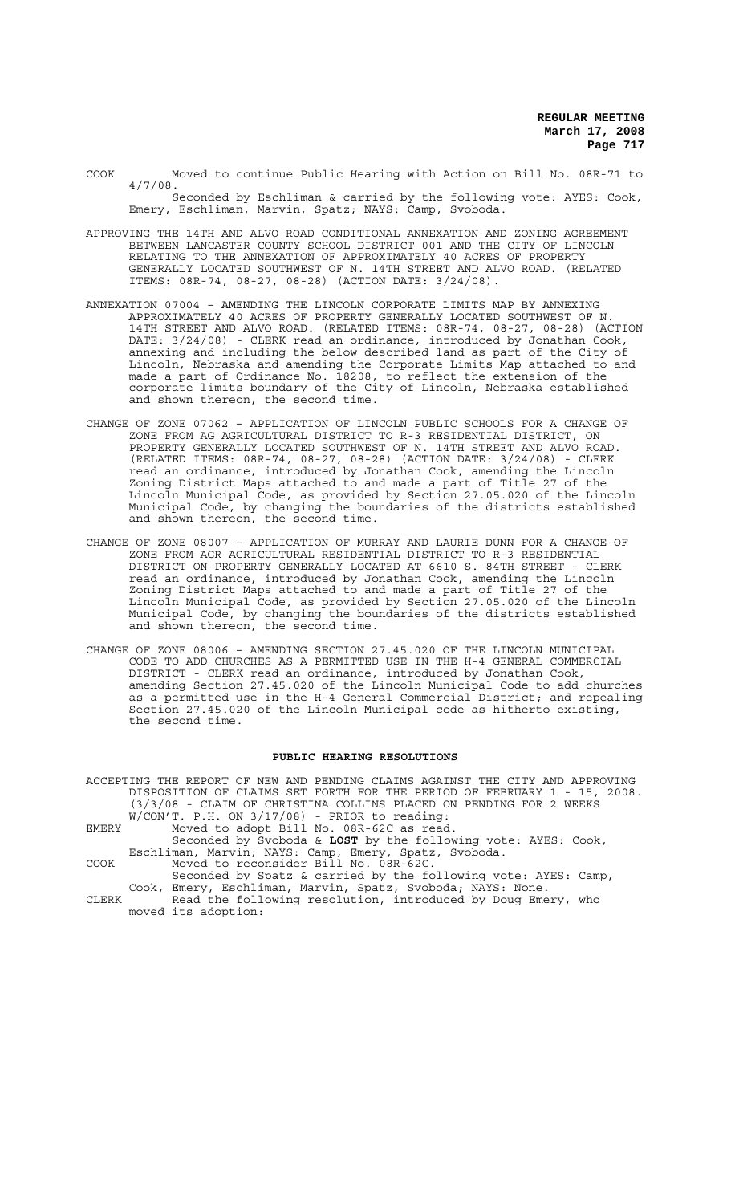COOK Moved to continue Public Hearing with Action on Bill No. 08R-71 to 4/7/08.

Seconded by Eschliman & carried by the following vote: AYES: Cook, Emery, Eschliman, Marvin, Spatz; NAYS: Camp, Svoboda.

APPROVING THE 14TH AND ALVO ROAD CONDITIONAL ANNEXATION AND ZONING AGREEMENT BETWEEN LANCASTER COUNTY SCHOOL DISTRICT 001 AND THE CITY OF LINCOLN RELATING TO THE ANNEXATION OF APPROXIMATELY 40 ACRES OF PROPERTY GENERALLY LOCATED SOUTHWEST OF N. 14TH STREET AND ALVO ROAD. (RELATED ITEMS: 08R-74, 08-27, 08-28) (ACTION DATE: 3/24/08).

ANNEXATION 07004 – AMENDING THE LINCOLN CORPORATE LIMITS MAP BY ANNEXING APPROXIMATELY 40 ACRES OF PROPERTY GENERALLY LOCATED SOUTHWEST OF N. 14TH STREET AND ALVO ROAD. (RELATED ITEMS: 08R-74, 08-27, 08-28) (ACTION DATE: 3/24/08) - CLERK read an ordinance, introduced by Jonathan Cook, annexing and including the below described land as part of the City of Lincoln, Nebraska and amending the Corporate Limits Map attached to and made a part of Ordinance No. 18208, to reflect the extension of the corporate limits boundary of the City of Lincoln, Nebraska established and shown thereon, the second time.

CHANGE OF ZONE 07062 – APPLICATION OF LINCOLN PUBLIC SCHOOLS FOR A CHANGE OF ZONE FROM AG AGRICULTURAL DISTRICT TO R-3 RESIDENTIAL DISTRICT, ON PROPERTY GENERALLY LOCATED SOUTHWEST OF N. 14TH STREET AND ALVO ROAD. (RELATED ITEMS: 08R-74, 08-27, 08-28) (ACTION DATE: 3/24/08) - CLERK read an ordinance, introduced by Jonathan Cook, amending the Lincoln Zoning District Maps attached to and made a part of Title 27 of the Lincoln Municipal Code, as provided by Section 27.05.020 of the Lincoln Municipal Code, by changing the boundaries of the districts established and shown thereon, the second time.

CHANGE OF ZONE 08007 – APPLICATION OF MURRAY AND LAURIE DUNN FOR A CHANGE OF ZONE FROM AGR AGRICULTURAL RESIDENTIAL DISTRICT TO R-3 RESIDENTIAL DISTRICT ON PROPERTY GENERALLY LOCATED AT 6610 S. 84TH STREET - CLERK read an ordinance, introduced by Jonathan Cook, amending the Lincoln Zoning District Maps attached to and made a part of Title 27 of the Lincoln Municipal Code, as provided by Section 27.05.020 of the Lincoln Municipal Code, by changing the boundaries of the districts established and shown thereon, the second time.

CHANGE OF ZONE 08006 – AMENDING SECTION 27.45.020 OF THE LINCOLN MUNICIPAL CODE TO ADD CHURCHES AS A PERMITTED USE IN THE H-4 GENERAL COMMERCIAL DISTRICT - CLERK read an ordinance, introduced by Jonathan Cook, amending Section 27.45.020 of the Lincoln Municipal Code to add churches as a permitted use in the H-4 General Commercial District; and repealing Section 27.45.020 of the Lincoln Municipal code as hitherto existing, the second time.

## PUBLIC HEARING RESOLUTIONS

ACCEPTING THE REPORT OF NEW AND PENDING CLAIMS AGAINST THE CITY AND APPROVING DISPOSITION OF CLAIMS SET FORTH FOR THE PERIOD OF FEBRUARY 1 - 15, 2008. (3/3/08 - CLAIM OF CHRISTINA COLLINS PLACED ON PENDING FOR 2 WEEKS W/CON'T. P.H. ON 3/17/08) - PRIOR to reading:

EMERY Moved to adopt Bill No. 08R-62C as read.

Seconded by Svoboda & **LOST** by the following vote: AYES: Cook, Eschliman, Marvin; NAYS: Camp, Emery, Spatz, Svoboda.

COOK Moved to reconsider Bill No. 08R-62C.

Seconded by Spatz & carried by the following vote: AYES: Camp, Cook, Emery, Eschliman, Marvin, Spatz, Svoboda; NAYS: None.

CLERK Read the following resolution, introduced by Doug Emery, who moved its adoption: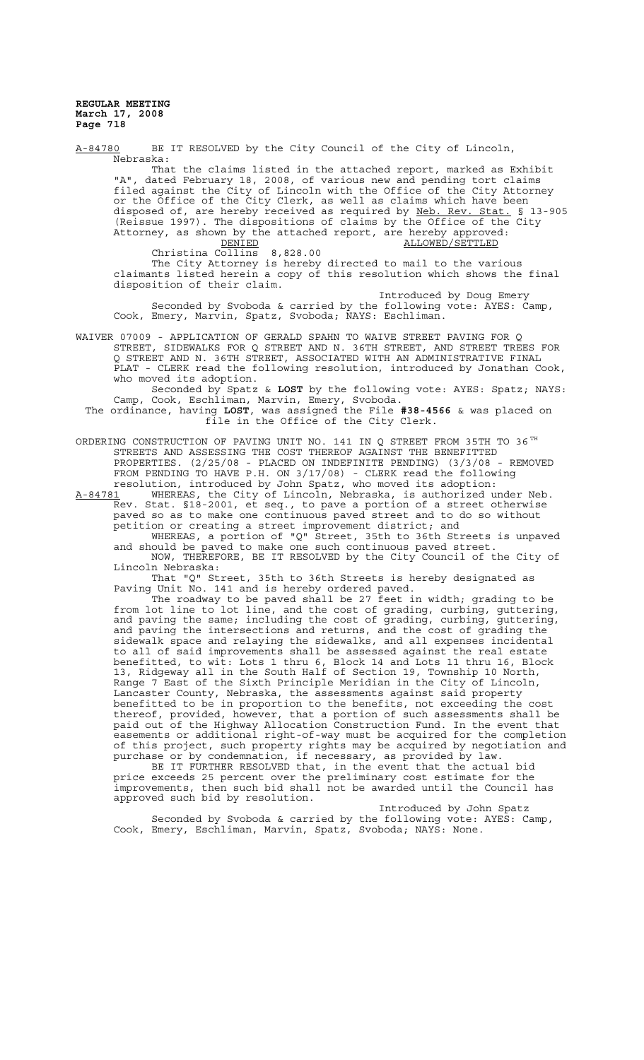A-84780 BE IT RESOLVED by the City Council of the City of Lincoln, Nebraska:

That the claims listed in the attached report, marked as Exhibit "A", dated February 18, 2008, of various new and pending tort claims filed against the City of Lincoln with the Office of the City Attorney or the Office of the City Clerk, as well as claims which have been disposed of, are hereby received as required by Neb. Rev. Stat. § 13-905 (Reissue 1997). The dispositions of claims by the Office of the City Attorney, as shown by the attached report, are hereby approved:

| DENIED | | ALLOWED/SETTLED |
|---|---|---|
| Christina Collins | 8,828.00 | |

The City Attorney is hereby directed to mail to the various claimants listed herein a copy of this resolution which shows the final disposition of their claim.

Introduced by Doug Emery

Seconded by Svoboda & carried by the following vote: AYES: Camp, Cook, Emery, Marvin, Spatz, Svoboda; NAYS: Eschliman.

WAIVER 07009 - APPLICATION OF GERALD SPAHN TO WAIVE STREET PAVING FOR Q STREET, SIDEWALKS FOR Q STREET AND N. 36TH STREET, AND STREET TREES FOR Q STREET AND N. 36TH STREET, ASSOCIATED WITH AN ADMINISTRATIVE FINAL PLAT - CLERK read the following resolution, introduced by Jonathan Cook, who moved its adoption.

Seconded by Spatz & **LOST** by the following vote: AYES: Spatz; NAYS: Camp, Cook, Eschliman, Marvin, Emery, Svoboda.

The ordinance, having **LOST**, was assigned the File **#38-4566** & was placed on file in the Office of the City Clerk.

ORDERING CONSTRUCTION OF PAVING UNIT NO. 141 IN Q STREET FROM 35TH TO 36TH STREETS AND ASSESSING THE COST THEREOF AGAINST THE BENEFITTED PROPERTIES. (2/25/08 - PLACED ON INDEFINITE PENDING) (3/3/08 - REMOVED FROM PENDING TO HAVE P.H. ON 3/17/08) - CLERK read the following resolution, introduced by John Spatz, who moved its adoption:

A-84781 WHEREAS, the City of Lincoln, Nebraska, is authorized under Neb. Rev. Stat. §18-2001, et seq., to pave a portion of a street otherwise paved so as to make one continuous paved street and to do so without petition or creating a street improvement district; and

WHEREAS, a portion of "Q" Street, 35th to 36th Streets is unpaved and should be paved to make one such continuous paved street.

NOW, THEREFORE, BE IT RESOLVED by the City Council of the City of Lincoln Nebraska:

That "Q" Street, 35th to 36th Streets is hereby designated as Paving Unit No. 141 and is hereby ordered paved.

The roadway to be paved shall be 27 feet in width; grading to be from lot line to lot line, and the cost of grading, curbing, guttering, and paving the same; including the cost of grading, curbing, guttering, and paving the intersections and returns, and the cost of grading the sidewalk space and relaying the sidewalks, and all expenses incidental to all of said improvements shall be assessed against the real estate benefitted, to wit: Lots 1 thru 6, Block 14 and Lots 11 thru 16, Block 13, Ridgeway all in the South Half of Section 19, Township 10 North, Range 7 East of the Sixth Principle Meridian in the City of Lincoln, Lancaster County, Nebraska, the assessments against said property benefitted to be in proportion to the benefits, not exceeding the cost thereof, provided, however, that a portion of such assessments shall be paid out of the Highway Allocation Construction Fund. In the event that easements or additional right-of-way must be acquired for the completion of this project, such property rights may be acquired by negotiation and purchase or by condemnation, if necessary, as provided by law.

BE IT FURTHER RESOLVED that, in the event that the actual bid price exceeds 25 percent over the preliminary cost estimate for the improvements, then such bid shall not be awarded until the Council has approved such bid by resolution.

Introduced by John Spatz

Seconded by Svoboda & carried by the following vote: AYES: Camp, Cook, Emery, Eschliman, Marvin, Spatz, Svoboda; NAYS: None.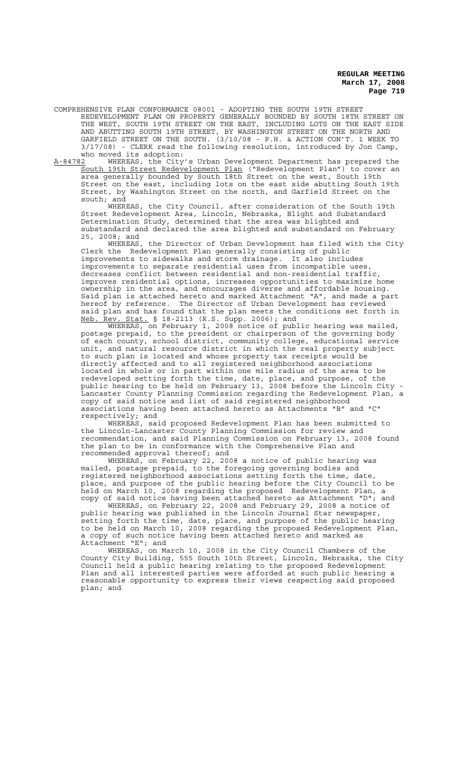COMPREHENSIVE PLAN CONFORMANCE 08001 - ADOPTING THE SOUTH 19TH STREET REDEVELOPMENT PLAN ON PROPERTY GENERALLY BOUNDED BY SOUTH 18TH STREET ON THE WEST, SOUTH 19TH STREET ON THE EAST, INCLUDING LOTS ON THE EAST SIDE AND ABUTTING SOUTH 19TH STREET, BY WASHINGTON STREET ON THE NORTH AND GARFIELD STREET ON THE SOUTH. (3/10/08 - P.H. & ACTION CON'T. 1 WEEK TO 3/17/08) - CLERK read the following resolution, introduced by Jon Camp, who moved its adoption:

A-84782 WHEREAS, the City's Urban Development Department has prepared the South 19th Street Redevelopment Plan ("Redevelopment Plan") to cover an area generally bounded by South 18th Street on the west, South 19th Street on the east, including lots on the east side abutting South 19th Street, by Washington Street on the north, and Garfield Street on the south; and

WHEREAS, the City Council, after consideration of the South 19th Street Redevelopment Area, Lincoln, Nebraska, Blight and Substandard Determination Study, determined that the area was blighted and substandard and declared the area blighted and substandard on February 25, 2008; and

WHEREAS, the Director of Urban Development has filed with the City Clerk the Redevelopment Plan generally consisting of public improvements to sidewalks and storm drainage. It also includes improvements to separate residential uses from incompatible uses, decreases conflict between residential and non-residential traffic, improves residential options, increases opportunities to maximize home ownership in the area, and encourages diverse and affordable housing. Said plan is attached hereto and marked Attachment "A", and made a part hereof by reference. The Director of Urban Development has reviewed said plan and has found that the plan meets the conditions set forth in Neb. Rev. Stat. § 18-2113 (R.S. Supp. 2006); and

WHEREAS, on February 1, 2008 notice of public hearing was mailed, postage prepaid, to the president or chairperson of the governing body of each county, school district, community college, educational service unit, and natural resource district in which the real property subject to such plan is located and whose property tax receipts would be directly affected and to all registered neighborhood associations located in whole or in part within one mile radius of the area to be redeveloped setting forth the time, date, place, and purpose, of the public hearing to be held on February 13, 2008 before the Lincoln City - Lancaster County Planning Commission regarding the Redevelopment Plan, a copy of said notice and list of said registered neighborhood associations having been attached hereto as Attachments "B" and "C" respectively; and

WHEREAS, said proposed Redevelopment Plan has been submitted to the Lincoln-Lancaster County Planning Commission for review and recommendation, and said Planning Commission on February 13, 2008 found the plan to be in conformance with the Comprehensive Plan and recommended approval thereof; and

WHEREAS, on February 22, 2008 a notice of public hearing was mailed, postage prepaid, to the foregoing governing bodies and registered neighborhood associations setting forth the time, date, place, and purpose of the public hearing before the City Council to be held on March 10, 2008 regarding the proposed Redevelopment Plan, a copy of said notice having been attached hereto as Attachment "D"; and

WHEREAS, on February 22, 2008 and February 29, 2008 a notice of public hearing was published in the Lincoln Journal Star newspaper, setting forth the time, date, place, and purpose of the public hearing to be held on March 10, 2008 regarding the proposed Redevelopment Plan, a copy of such notice having been attached hereto and marked as Attachment "E"; and

WHEREAS, on March 10, 2008 in the City Council Chambers of the County City Building, 555 South 10th Street, Lincoln, Nebraska, the City Council held a public hearing relating to the proposed Redevelopment Plan and all interested parties were afforded at such public hearing a reasonable opportunity to express their views respecting said proposed plan; and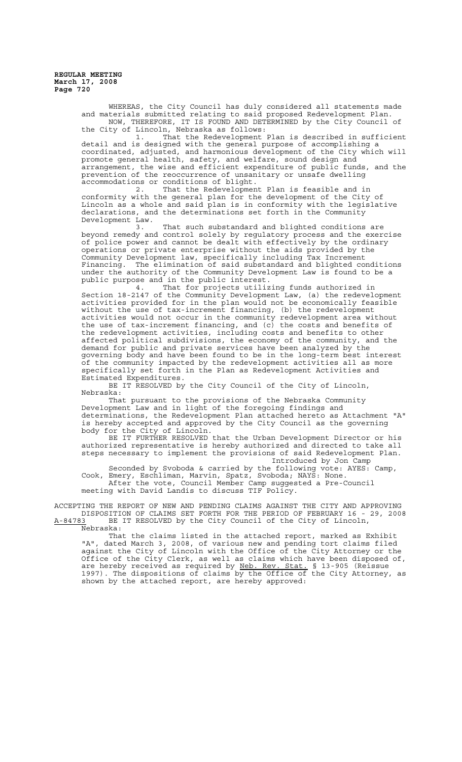WHEREAS, the City Council has duly considered all statements made and materials submitted relating to said proposed Redevelopment Plan.

NOW, THEREFORE, IT IS FOUND AND DETERMINED by the City Council of the City of Lincoln, Nebraska as follows:

1. That the Redevelopment Plan is described in sufficient detail and is designed with the general purpose of accomplishing a coordinated, adjusted, and harmonious development of the City which will promote general health, safety, and welfare, sound design and arrangement, the wise and efficient expenditure of public funds, and the prevention of the reoccurrence of unsanitary or unsafe dwelling accommodations or conditions of blight.

2. That the Redevelopment Plan is feasible and in conformity with the general plan for the development of the City of Lincoln as a whole and said plan is in conformity with the legislative declarations, and the determinations set forth in the Community Development Law.

3. That such substandard and blighted conditions are beyond remedy and control solely by regulatory process and the exercise of police power and cannot be dealt with effectively by the ordinary operations or private enterprise without the aids provided by the Community Development law, specifically including Tax Increment Financing. The elimination of said substandard and blighted conditions under the authority of the Community Development Law is found to be a public purpose and in the public interest.

4. That for projects utilizing funds authorized in Section 18-2147 of the Community Development Law, (a) the redevelopment activities provided for in the plan would not be economically feasible without the use of tax-increment financing, (b) the redevelopment activities would not occur in the community redevelopment area without the use of tax-increment financing, and (c) the costs and benefits of the redevelopment activities, including costs and benefits to other affected political subdivisions, the economy of the community, and the demand for public and private services have been analyzed by the governing body and have been found to be in the long-term best interest of the community impacted by the redevelopment activities all as more specifically set forth in the Plan as Redevelopment Activities and Estimated Expenditures.

BE IT RESOLVED by the City Council of the City of Lincoln, Nebraska:

That pursuant to the provisions of the Nebraska Community Development Law and in light of the foregoing findings and determinations, the Redevelopment Plan attached hereto as Attachment "A" is hereby accepted and approved by the City Council as the governing body for the City of Lincoln.

BE IT FURTHER RESOLVED that the Urban Development Director or his authorized representative is hereby authorized and directed to take all steps necessary to implement the provisions of said Redevelopment Plan.

Introduced by Jon Camp

Seconded by Svoboda & carried by the following vote: AYES: Camp, Cook, Emery, Eschliman, Marvin, Spatz, Svoboda; NAYS: None.

After the vote, Council Member Camp suggested a Pre-Council meeting with David Landis to discuss TIF Policy.

ACCEPTING THE REPORT OF NEW AND PENDING CLAIMS AGAINST THE CITY AND APPROVING DISPOSITION OF CLAIMS SET FORTH FOR THE PERIOD OF FEBRUARY 16 - 29, 2008

A-84783 BE IT RESOLVED by the City Council of the City of Lincoln, Nebraska:

That the claims listed in the attached report, marked as Exhibit "A", dated March 3, 2008, of various new and pending tort claims filed against the City of Lincoln with the Office of the City Attorney or the Office of the City Clerk, as well as claims which have been disposed of, are hereby received as required by Neb. Rev. Stat. § 13-905 (Reissue 1997). The dispositions of claims by the Office of the City Attorney, as shown by the attached report, are hereby approved: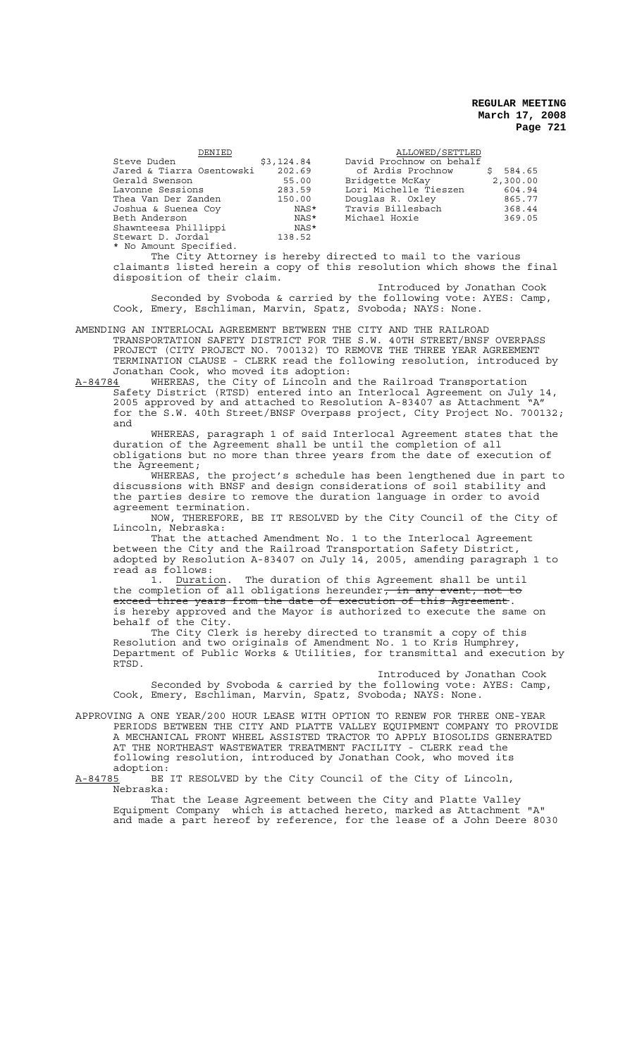| DENIED | | ALLOWED/SETTLED | |
|---|---|---|---|
| Steve Duden | $3,124.84 | David Prochnow on behalf of Ardis Prochnow | $ 584.65 |
| Jared & Tiarra Osentowski | 202.69 | Bridgette McKay | 2,300.00 |
| Gerald Swenson | 55.00 | Lori Michelle Tieszen | 604.94 |
| Lavonne Sessions | 283.59 | Douglas R. Oxley | 865.77 |
| Thea Van Der Zanden | 150.00 | Travis Billesbach | 368.44 |
| Joshua & Suenea Coy | NAS* | Michael Hoxie | 369.05 |
| Beth Anderson | NAS* | | |
| Shawnteesa Phillippi | NAS* | | |
| Stewart D. Jordal | 138.52 | | |

* No Amount Specified.

The City Attorney is hereby directed to mail to the various claimants listed herein a copy of this resolution which shows the final disposition of their claim.

Introduced by Jonathan Cook

Seconded by Svoboda & carried by the following vote: AYES: Camp, Cook, Emery, Eschliman, Marvin, Spatz, Svoboda; NAYS: None.

AMENDING AN INTERLOCAL AGREEMENT BETWEEN THE CITY AND THE RAILROAD TRANSPORTATION SAFETY DISTRICT FOR THE S.W. 40TH STREET/BNSF OVERPASS PROJECT (CITY PROJECT NO. 700132) TO REMOVE THE THREE YEAR AGREEMENT TERMINATION CLAUSE - CLERK read the following resolution, introduced by Jonathan Cook, who moved its adoption:

A-84784 WHEREAS, the City of Lincoln and the Railroad Transportation Safety District (RTSD) entered into an Interlocal Agreement on July 14, 2005 approved by and attached to Resolution A-83407 as Attachment "A" for the S.W. 40th Street/BNSF Overpass project, City Project No. 700132; and

WHEREAS, paragraph 1 of said Interlocal Agreement states that the duration of the Agreement shall be until the completion of all obligations but no more than three years from the date of execution of the Agreement;

WHEREAS, the project's schedule has been lengthened due in part to discussions with BNSF and design considerations of soil stability and the parties desire to remove the duration language in order to avoid agreement termination.

NOW, THEREFORE, BE IT RESOLVED by the City Council of the City of Lincoln, Nebraska:

That the attached Amendment No. 1 to the Interlocal Agreement between the City and the Railroad Transportation Safety District, adopted by Resolution A-83407 on July 14, 2005, amending paragraph 1 to read as follows:

1. Duration. The duration of this Agreement shall be until the completion of all obligations hereunder~~, in any event, not to exceed three years from the date of execution of this Agreement~~.

is hereby approved and the Mayor is authorized to execute the same on behalf of the City.

The City Clerk is hereby directed to transmit a copy of this Resolution and two originals of Amendment No. 1 to Kris Humphrey, Department of Public Works & Utilities, for transmittal and execution by RTSD.

Introduced by Jonathan Cook

Seconded by Svoboda & carried by the following vote: AYES: Camp, Cook, Emery, Eschliman, Marvin, Spatz, Svoboda; NAYS: None.

APPROVING A ONE YEAR/200 HOUR LEASE WITH OPTION TO RENEW FOR THREE ONE-YEAR PERIODS BETWEEN THE CITY AND PLATTE VALLEY EQUIPMENT COMPANY TO PROVIDE A MECHANICAL FRONT WHEEL ASSISTED TRACTOR TO APPLY BIOSOLIDS GENERATED AT THE NORTHEAST WASTEWATER TREATMENT FACILITY - CLERK read the following resolution, introduced by Jonathan Cook, who moved its adoption:

A-84785 BE IT RESOLVED by the City Council of the City of Lincoln, Nebraska:

That the Lease Agreement between the City and Platte Valley Equipment Company which is attached hereto, marked as Attachment "A" and made a part hereof by reference, for the lease of a John Deere 8030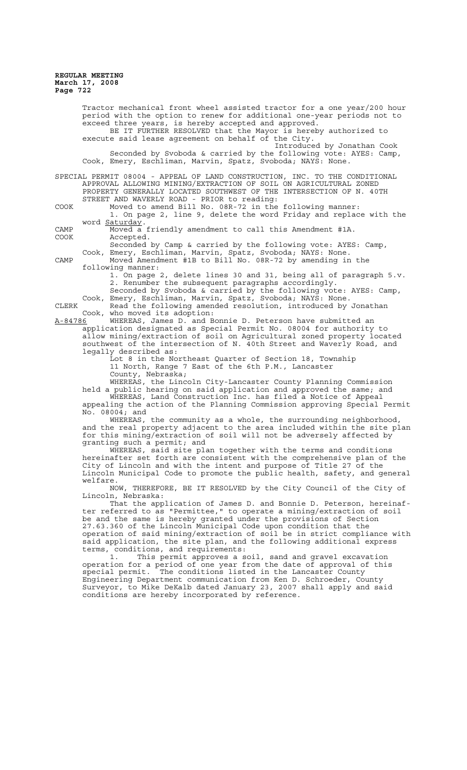Tractor mechanical front wheel assisted tractor for a one year/200 hour period with the option to renew for additional one-year periods not to exceed three years, is hereby accepted and approved.

BE IT FURTHER RESOLVED that the Mayor is hereby authorized to execute said lease agreement on behalf of the City.

Introduced by Jonathan Cook

Seconded by Svoboda & carried by the following vote: AYES: Camp, Cook, Emery, Eschliman, Marvin, Spatz, Svoboda; NAYS: None.

SPECIAL PERMIT 08004 - APPEAL OF LAND CONSTRUCTION, INC. TO THE CONDITIONAL APPROVAL ALLOWING MINING/EXTRACTION OF SOIL ON AGRICULTURAL ZONED PROPERTY GENERALLY LOCATED SOUTHWEST OF THE INTERSECTION OF N. 40TH STREET AND WAVERLY ROAD - PRIOR to reading:

COOK Moved to amend Bill No. 08R-72 in the following manner:

1. On page 2, line 9, delete the word Friday and replace with the word Saturday.

CAMP Moved a friendly amendment to call this Amendment #1A.

COOK Accepted.

Seconded by Camp & carried by the following vote: AYES: Camp, Cook, Emery, Eschliman, Marvin, Spatz, Svoboda; NAYS: None.

CAMP Moved Amendment #1B to Bill No. 08R-72 by amending in the following manner:

1. On page 2, delete lines 30 and 31, being all of paragraph 5.v.
2. Renumber the subsequent paragraphs accordingly.

Seconded by Svoboda & carried by the following vote: AYES: Camp, Cook, Emery, Eschliman, Marvin, Spatz, Svoboda; NAYS: None.

CLERK Read the following amended resolution, introduced by Jonathan Cook, who moved its adoption:

A-84786 WHEREAS, James D. and Bonnie D. Peterson have submitted an application designated as Special Permit No. 08004 for authority to allow mining/extraction of soil on Agricultural zoned property located southwest of the intersection of N. 40th Street and Waverly Road, and legally described as:

Lot 8 in the Northeast Quarter of Section 18, Township 11 North, Range 7 East of the 6th P.M., Lancaster County, Nebraska;

WHEREAS, the Lincoln City-Lancaster County Planning Commission held a public hearing on said application and approved the same; and

WHEREAS, Land Construction Inc. has filed a Notice of Appeal appealing the action of the Planning Commission approving Special Permit No. 08004; and

WHEREAS, the community as a whole, the surrounding neighborhood, and the real property adjacent to the area included within the site plan for this mining/extraction of soil will not be adversely affected by granting such a permit; and

WHEREAS, said site plan together with the terms and conditions hereinafter set forth are consistent with the comprehensive plan of the City of Lincoln and with the intent and purpose of Title 27 of the Lincoln Municipal Code to promote the public health, safety, and general welfare.

NOW, THEREFORE, BE IT RESOLVED by the City Council of the City of Lincoln, Nebraska:

That the application of James D. and Bonnie D. Peterson, hereinafter referred to as "Permittee," to operate a mining/extraction of soil be and the same is hereby granted under the provisions of Section 27.63.360 of the Lincoln Municipal Code upon condition that the operation of said mining/extraction of soil be in strict compliance with said application, the site plan, and the following additional express terms, conditions, and requirements:

1. This permit approves a soil, sand and gravel excavation operation for a period of one year from the date of approval of this special permit. The conditions listed in the Lancaster County Engineering Department communication from Ken D. Schroeder, County Surveyor, to Mike DeKalb dated January 23, 2007 shall apply and said conditions are hereby incorporated by reference.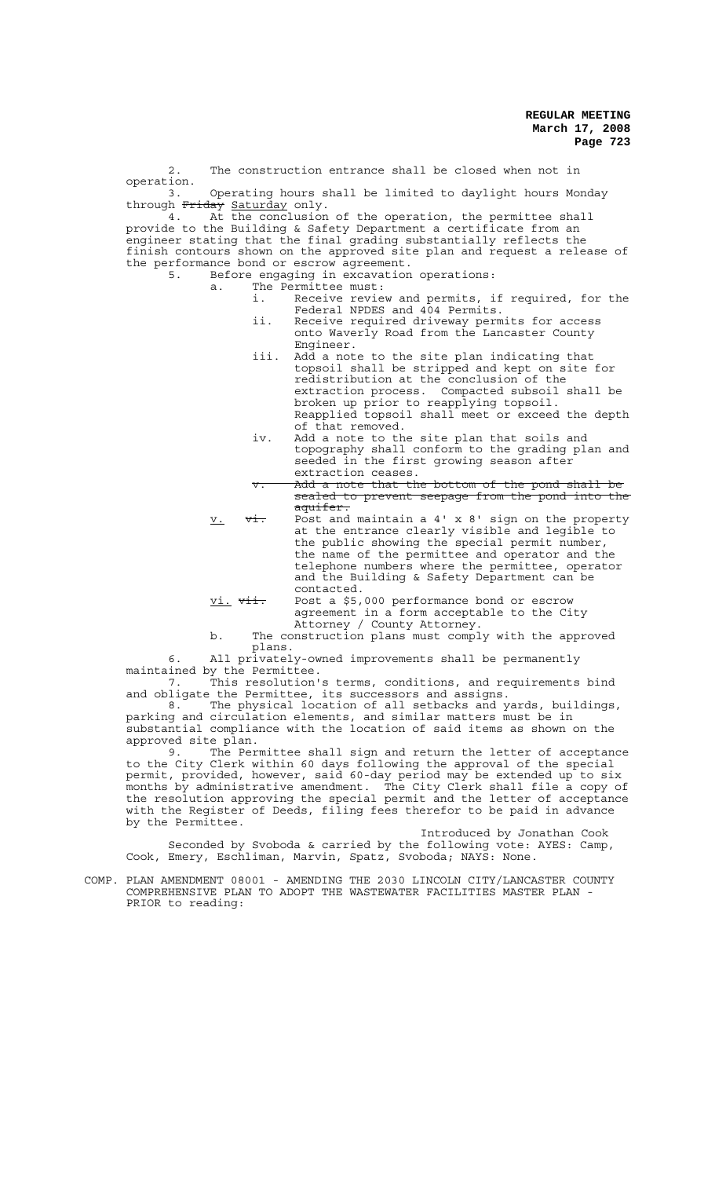2. The construction entrance shall be closed when not in operation.

3. Operating hours shall be limited to daylight hours Monday through ~~Friday~~ Saturday only.

4. At the conclusion of the operation, the permittee shall provide to the Building & Safety Department a certificate from an engineer stating that the final grading substantially reflects the finish contours shown on the approved site plan and request a release of the performance bond or escrow agreement.

5. Before engaging in excavation operations:

   a. The Permittee must:

      i. Receive review and permits, if required, for the Federal NPDES and 404 Permits.

      ii. Receive required driveway permits for access onto Waverly Road from the Lancaster County Engineer.

      iii. Add a note to the site plan indicating that topsoil shall be stripped and kept on site for redistribution at the conclusion of the extraction process. Compacted subsoil shall be broken up prior to reapplying topsoil. Reapplied topsoil shall meet or exceed the depth of that removed.

      iv. Add a note to the site plan that soils and topography shall conform to the grading plan and seeded in the first growing season after extraction ceases.

      ~~v. Add a note that the bottom of the pond shall be sealed to prevent seepage from the pond into the aquifer.~~

      v. ~~vi.~~ Post and maintain a 4' x 8' sign on the property at the entrance clearly visible and legible to the public showing the special permit number, the name of the permittee and operator and the telephone numbers where the permittee, operator and the Building & Safety Department can be contacted.

      vi. ~~vii.~~ Post a $5,000 performance bond or escrow agreement in a form acceptable to the City Attorney / County Attorney.

   b. The construction plans must comply with the approved plans.

6. All privately-owned improvements shall be permanently maintained by the Permittee.

7. This resolution's terms, conditions, and requirements bind and obligate the Permittee, its successors and assigns.

8. The physical location of all setbacks and yards, buildings, parking and circulation elements, and similar matters must be in substantial compliance with the location of said items as shown on the approved site plan.

9. The Permittee shall sign and return the letter of acceptance to the City Clerk within 60 days following the approval of the special permit, provided, however, said 60-day period may be extended up to six months by administrative amendment. The City Clerk shall file a copy of the resolution approving the special permit and the letter of acceptance with the Register of Deeds, filing fees therefor to be paid in advance by the Permittee.

Introduced by Jonathan Cook

Seconded by Svoboda & carried by the following vote: AYES: Camp, Cook, Emery, Eschliman, Marvin, Spatz, Svoboda; NAYS: None.

COMP. PLAN AMENDMENT 08001 - AMENDING THE 2030 LINCOLN CITY/LANCASTER COUNTY COMPREHENSIVE PLAN TO ADOPT THE WASTEWATER FACILITIES MASTER PLAN - PRIOR to reading: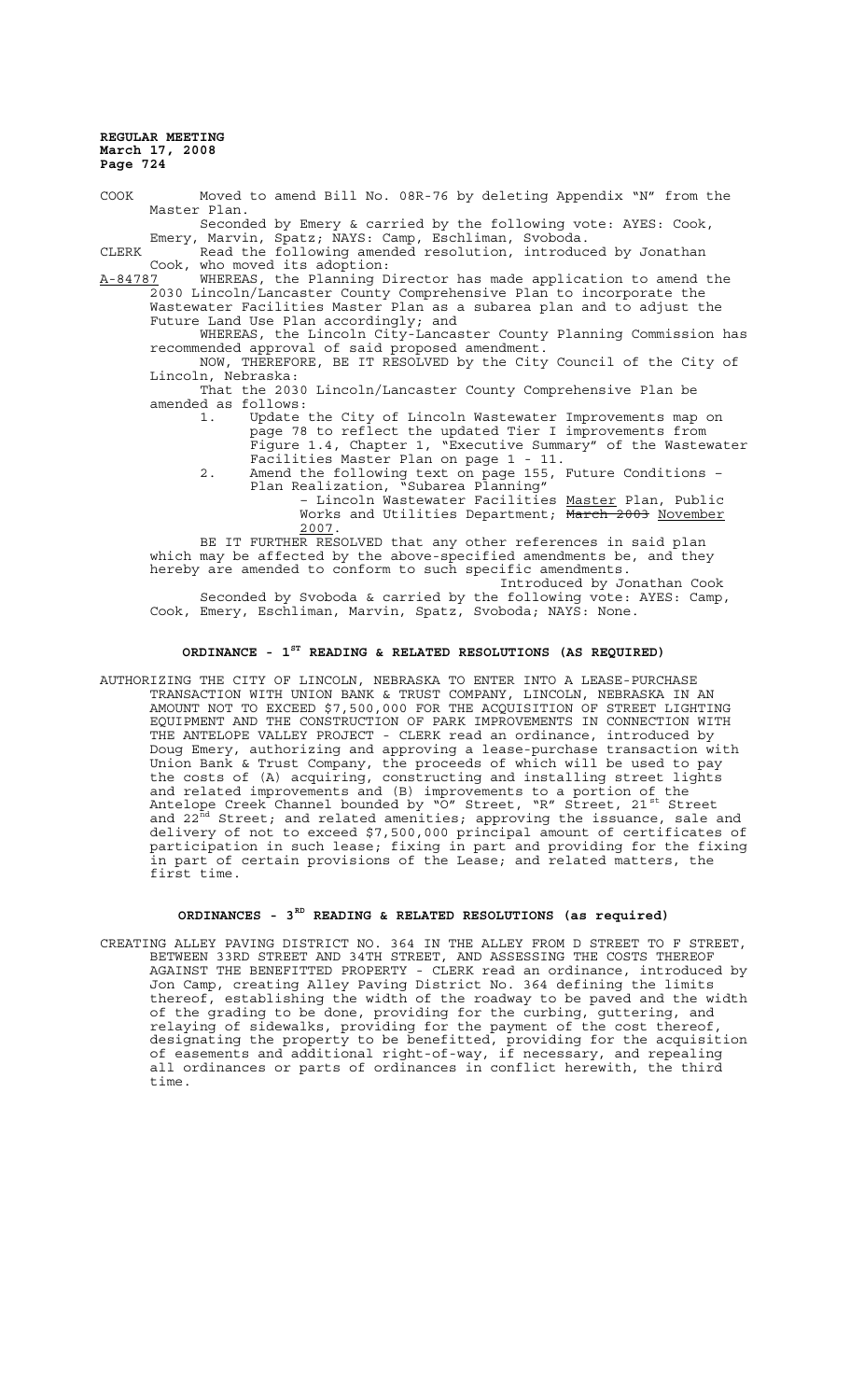COOK Moved to amend Bill No. 08R-76 by deleting Appendix "N" from the Master Plan.

Seconded by Emery & carried by the following vote: AYES: Cook, Emery, Marvin, Spatz; NAYS: Camp, Eschliman, Svoboda.

CLERK Read the following amended resolution, introduced by Jonathan Cook, who moved its adoption:

A-84787 WHEREAS, the Planning Director has made application to amend the 2030 Lincoln/Lancaster County Comprehensive Plan to incorporate the Wastewater Facilities Master Plan as a subarea plan and to adjust the Future Land Use Plan accordingly; and

WHEREAS, the Lincoln City-Lancaster County Planning Commission has recommended approval of said proposed amendment.

NOW, THEREFORE, BE IT RESOLVED by the City Council of the City of Lincoln, Nebraska:

That the 2030 Lincoln/Lancaster County Comprehensive Plan be amended as follows:

1. Update the City of Lincoln Wastewater Improvements map on page 78 to reflect the updated Tier I improvements from Figure 1.4, Chapter 1, "Executive Summary" of the Wastewater Facilities Master Plan on page 1 - 11.
2. Amend the following text on page 155, Future Conditions – Plan Realization, "Subarea Planning"

   – Lincoln Wastewater Facilities Master Plan, Public Works and Utilities Department; ~~March 2003~~ November 2007.

BE IT FURTHER RESOLVED that any other references in said plan which may be affected by the above-specified amendments be, and they hereby are amended to conform to such specific amendments.

Introduced by Jonathan Cook

Seconded by Svoboda & carried by the following vote: AYES: Camp, Cook, Emery, Eschliman, Marvin, Spatz, Svoboda; NAYS: None.

## ORDINANCE - 1ST READING & RELATED RESOLUTIONS (AS REQUIRED)

AUTHORIZING THE CITY OF LINCOLN, NEBRASKA TO ENTER INTO A LEASE-PURCHASE TRANSACTION WITH UNION BANK & TRUST COMPANY, LINCOLN, NEBRASKA IN AN AMOUNT NOT TO EXCEED $7,500,000 FOR THE ACQUISITION OF STREET LIGHTING EQUIPMENT AND THE CONSTRUCTION OF PARK IMPROVEMENTS IN CONNECTION WITH THE ANTELOPE VALLEY PROJECT - CLERK read an ordinance, introduced by Doug Emery, authorizing and approving a lease-purchase transaction with Union Bank & Trust Company, the proceeds of which will be used to pay the costs of (A) acquiring, constructing and installing street lights and related improvements and (B) improvements to a portion of the Antelope Creek Channel bounded by "O" Street, "R" Street, 21st Street and 22nd Street; and related amenities; approving the issuance, sale and delivery of not to exceed $7,500,000 principal amount of certificates of participation in such lease; fixing in part and providing for the fixing in part of certain provisions of the Lease; and related matters, the first time.

## ORDINANCES - 3RD READING & RELATED RESOLUTIONS (as required)

CREATING ALLEY PAVING DISTRICT NO. 364 IN THE ALLEY FROM D STREET TO F STREET, BETWEEN 33RD STREET AND 34TH STREET, AND ASSESSING THE COSTS THEREOF AGAINST THE BENEFITTED PROPERTY - CLERK read an ordinance, introduced by Jon Camp, creating Alley Paving District No. 364 defining the limits thereof, establishing the width of the roadway to be paved and the width of the grading to be done, providing for the curbing, guttering, and relaying of sidewalks, providing for the payment of the cost thereof, designating the property to be benefitted, providing for the acquisition of easements and additional right-of-way, if necessary, and repealing all ordinances or parts of ordinances in conflict herewith, the third time.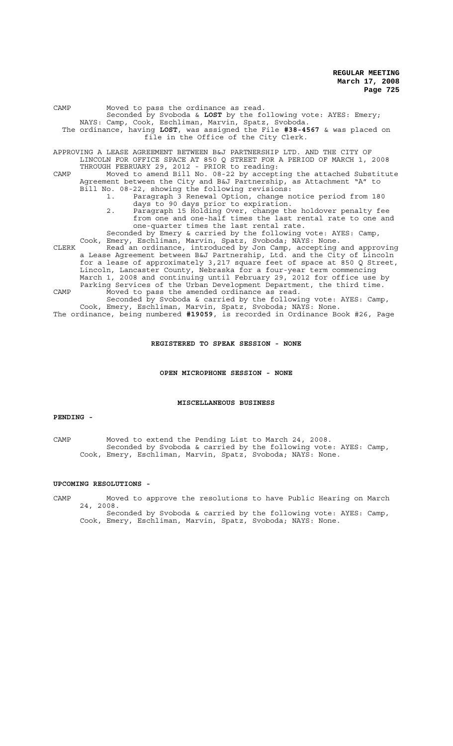CAMP Moved to pass the ordinance as read.

Seconded by Svoboda & **LOST** by the following vote: AYES: Emery; NAYS: Camp, Cook, Eschliman, Marvin, Spatz, Svoboda.

The ordinance, having **LOST**, was assigned the File **#38-4567** & was placed on file in the Office of the City Clerk.

APPROVING A LEASE AGREEMENT BETWEEN B&J PARTNERSHIP LTD. AND THE CITY OF LINCOLN FOR OFFICE SPACE AT 850 Q STREET FOR A PERIOD OF MARCH 1, 2008 THROUGH FEBRUARY 29, 2012 - PRIOR to reading:

CAMP Moved to amend Bill No. 08-22 by accepting the attached Substitute Agreement between the City and B&J Partnership, as Attachment "A" to Bill No. 08-22, showing the following revisions:

1. Paragraph 3 Renewal Option, change notice period from 180 days to 90 days prior to expiration.
2. Paragraph 15 Holding Over, change the holdover penalty fee from one and one-half times the last rental rate to one and one-quarter times the last rental rate.

Seconded by Emery & carried by the following vote: AYES: Camp, Cook, Emery, Eschliman, Marvin, Spatz, Svoboda; NAYS: None.

CLERK Read an ordinance, introduced by Jon Camp, accepting and approving a Lease Agreement between B&J Partnership, Ltd. and the City of Lincoln for a lease of approximately 3,217 square feet of space at 850 Q Street, Lincoln, Lancaster County, Nebraska for a four-year term commencing March 1, 2008 and continuing until February 29, 2012 for office use by Parking Services of the Urban Development Department, the third time.

CAMP Moved to pass the amended ordinance as read.

Seconded by Svoboda & carried by the following vote: AYES: Camp, Cook, Emery, Eschliman, Marvin, Spatz, Svoboda; NAYS: None.

The ordinance, being numbered **#19059**, is recorded in Ordinance Book #26, Page

**REGISTERED TO SPEAK SESSION - NONE**

**OPEN MICROPHONE SESSION - NONE**

**MISCELLANEOUS BUSINESS**

**PENDING -**

CAMP Moved to extend the Pending List to March 24, 2008.

Seconded by Svoboda & carried by the following vote: AYES: Camp, Cook, Emery, Eschliman, Marvin, Spatz, Svoboda; NAYS: None.

**UPCOMING RESOLUTIONS -**

CAMP Moved to approve the resolutions to have Public Hearing on March 24, 2008.

Seconded by Svoboda & carried by the following vote: AYES: Camp, Cook, Emery, Eschliman, Marvin, Spatz, Svoboda; NAYS: None.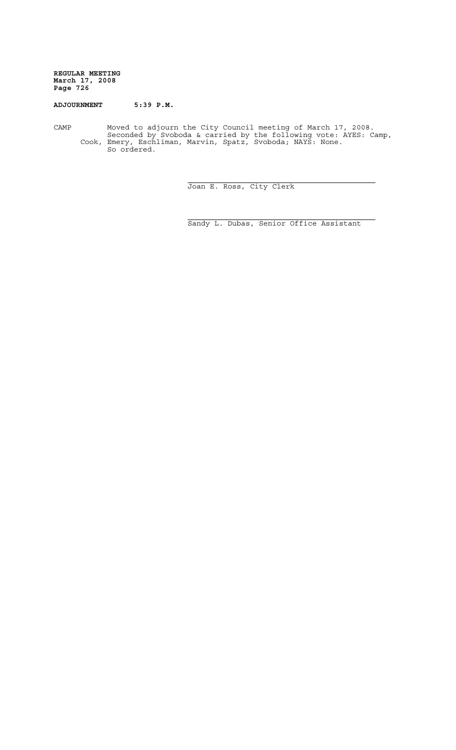**ADJOURNMENT 5:39 P.M.**

CAMP Moved to adjourn the City Council meeting of March 17, 2008. Seconded by Svoboda & carried by the following vote: AYES: Camp, Cook, Emery, Eschliman, Marvin, Spatz, Svoboda; NAYS: None. So ordered.

Joan E. Ross, City Clerk

Sandy L. Dubas, Senior Office Assistant